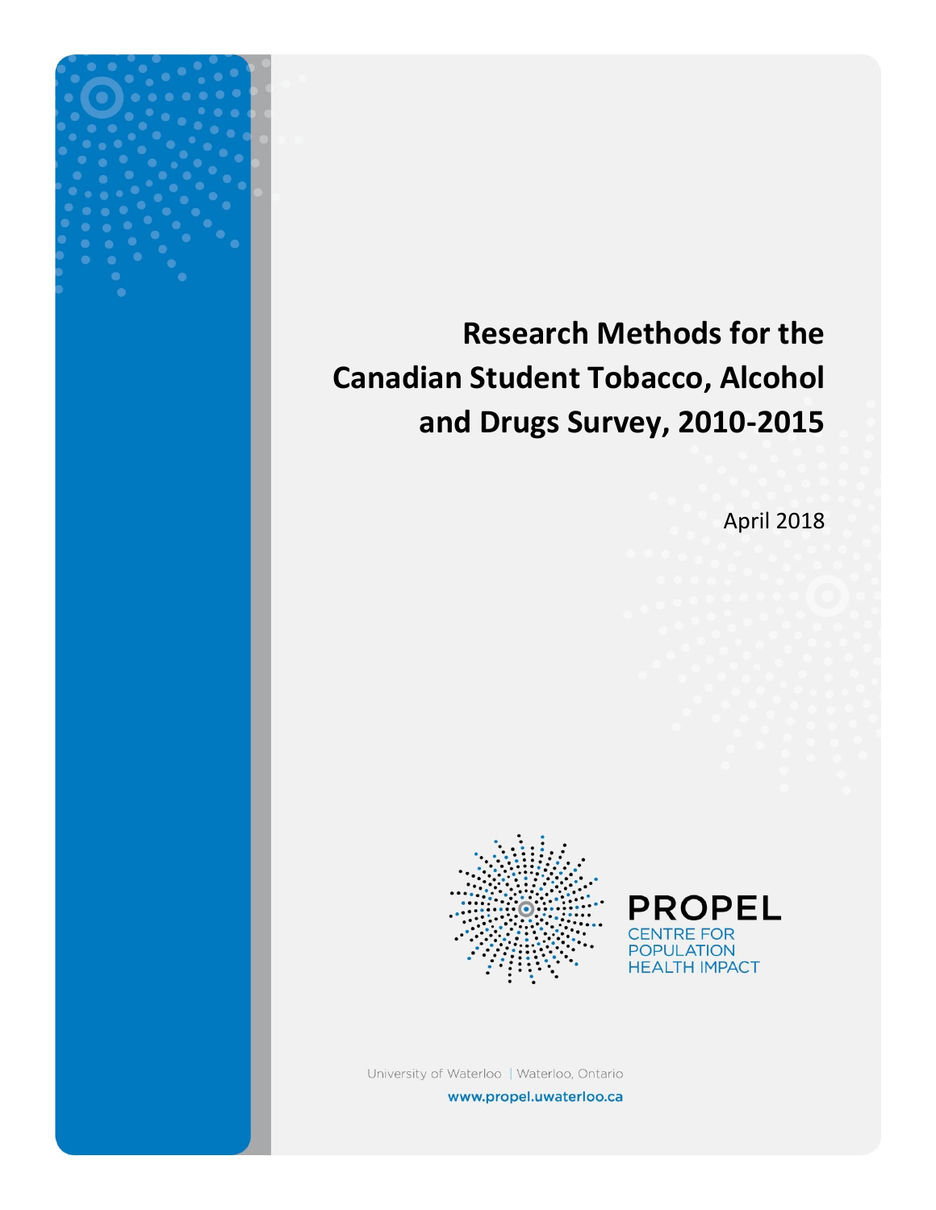# Research Methods for the Canadian Student Tobacco, Alcohol and Drugs Survey, 2010-2015

April 2018

PROPEL
CENTRE FOR
POPULATION
HEALTH IMPACT

University of Waterloo | Waterloo, Ontario

www.propel.uwaterloo.ca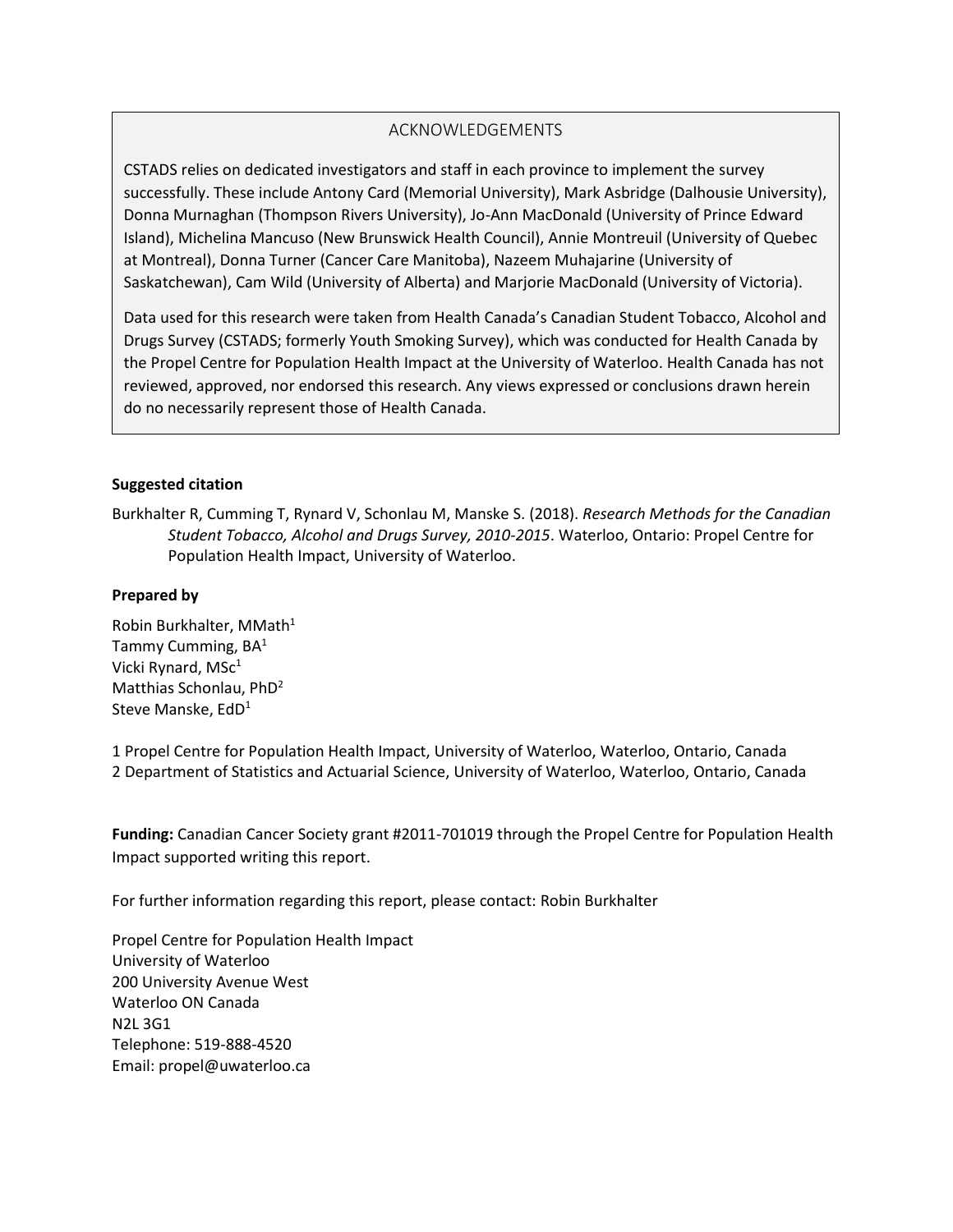## ACKNOWLEDGEMENTS

CSTADS relies on dedicated investigators and staff in each province to implement the survey successfully. These include Antony Card (Memorial University), Mark Asbridge (Dalhousie University), Donna Murnaghan (Thompson Rivers University), Jo-Ann MacDonald (University of Prince Edward Island), Michelina Mancuso (New Brunswick Health Council), Annie Montreuil (University of Quebec at Montreal), Donna Turner (Cancer Care Manitoba), Nazeem Muhajarine (University of Saskatchewan), Cam Wild (University of Alberta) and Marjorie MacDonald (University of Victoria).

Data used for this research were taken from Health Canada's Canadian Student Tobacco, Alcohol and Drugs Survey (CSTADS; formerly Youth Smoking Survey), which was conducted for Health Canada by the Propel Centre for Population Health Impact at the University of Waterloo. Health Canada has not reviewed, approved, nor endorsed this research. Any views expressed or conclusions drawn herein do no necessarily represent those of Health Canada.

**Suggested citation**

Burkhalter R, Cumming T, Rynard V, Schonlau M, Manske S. (2018). *Research Methods for the Canadian Student Tobacco, Alcohol and Drugs Survey, 2010-2015*. Waterloo, Ontario: Propel Centre for Population Health Impact, University of Waterloo.

**Prepared by**

Robin Burkhalter, MMath[1]
Tammy Cumming, BA[1]
Vicki Rynard, MSc[1]
Matthias Schonlau, PhD[2]
Steve Manske, EdD[1]

1 Propel Centre for Population Health Impact, University of Waterloo, Waterloo, Ontario, Canada
2 Department of Statistics and Actuarial Science, University of Waterloo, Waterloo, Ontario, Canada

**Funding:** Canadian Cancer Society grant #2011-701019 through the Propel Centre for Population Health Impact supported writing this report.

For further information regarding this report, please contact: Robin Burkhalter

Propel Centre for Population Health Impact
University of Waterloo
200 University Avenue West
Waterloo ON Canada
N2L 3G1
Telephone: 519-888-4520
Email: propel@uwaterloo.ca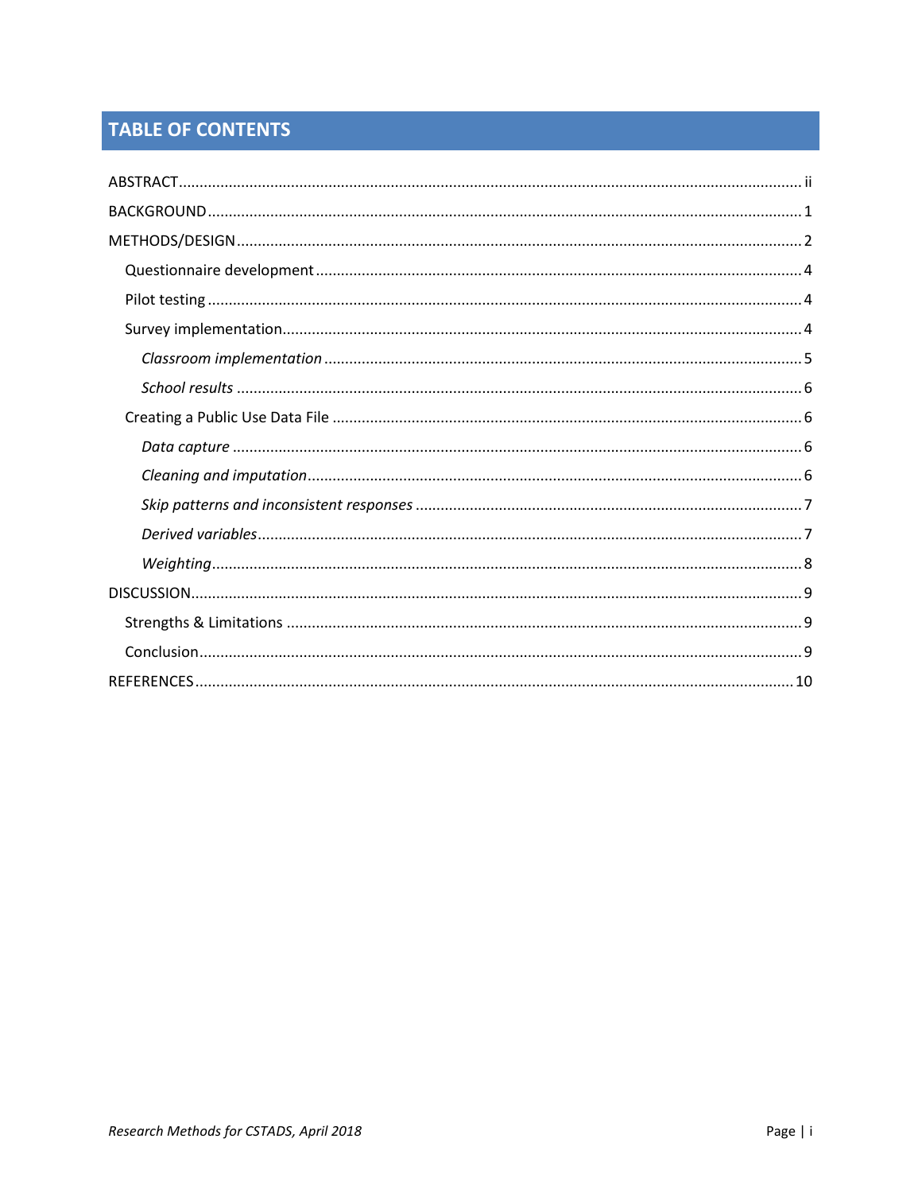# TABLE OF CONTENTS

ABSTRACT ............................................................................................................................ ii

BACKGROUND ........................................................................................................................ 1

METHODS/DESIGN ................................................................................................................... 2

- Questionnaire development ............................................................................................. 4
- Pilot testing ..................................................................................................................... 4
- Survey implementation ..................................................................................................... 4
  - *Classroom implementation* ....................................................................................... 5
  - *School results* .......................................................................................................... 6
- Creating a Public Use Data File ........................................................................................ 6
  - *Data capture* ............................................................................................................ 6
  - *Cleaning and imputation* .......................................................................................... 6
  - *Skip patterns and inconsistent responses* .................................................................. 7
  - *Derived variables* ..................................................................................................... 7
  - *Weighting* ................................................................................................................ 8

DISCUSSION ........................................................................................................................... 9

- Strengths & Limitations .................................................................................................... 9
- Conclusion ....................................................................................................................... 9

REFERENCES ......................................................................................................................... 10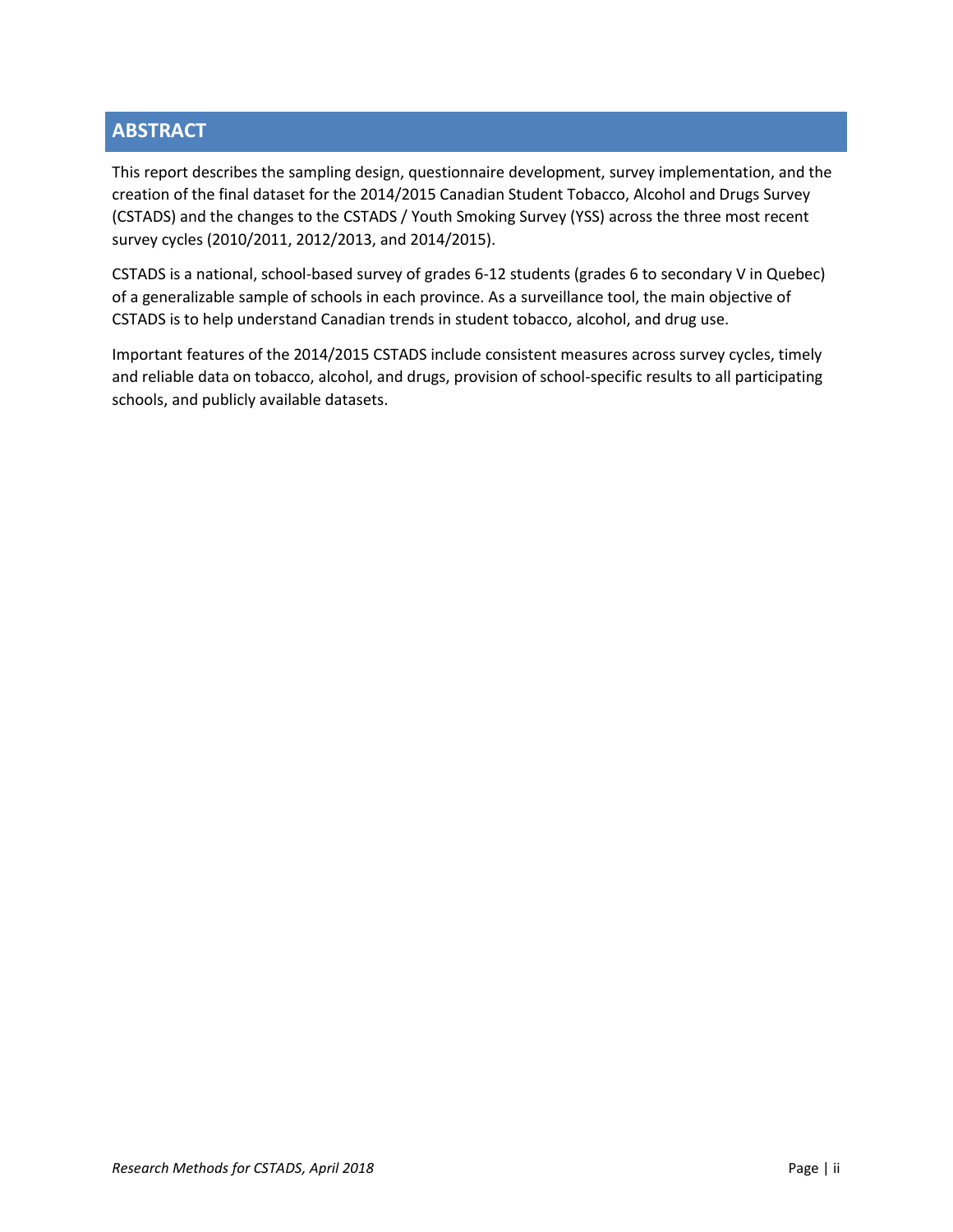## ABSTRACT

This report describes the sampling design, questionnaire development, survey implementation, and the creation of the final dataset for the 2014/2015 Canadian Student Tobacco, Alcohol and Drugs Survey (CSTADS) and the changes to the CSTADS / Youth Smoking Survey (YSS) across the three most recent survey cycles (2010/2011, 2012/2013, and 2014/2015).

CSTADS is a national, school-based survey of grades 6-12 students (grades 6 to secondary V in Quebec) of a generalizable sample of schools in each province. As a surveillance tool, the main objective of CSTADS is to help understand Canadian trends in student tobacco, alcohol, and drug use.

Important features of the 2014/2015 CSTADS include consistent measures across survey cycles, timely and reliable data on tobacco, alcohol, and drugs, provision of school-specific results to all participating schools, and publicly available datasets.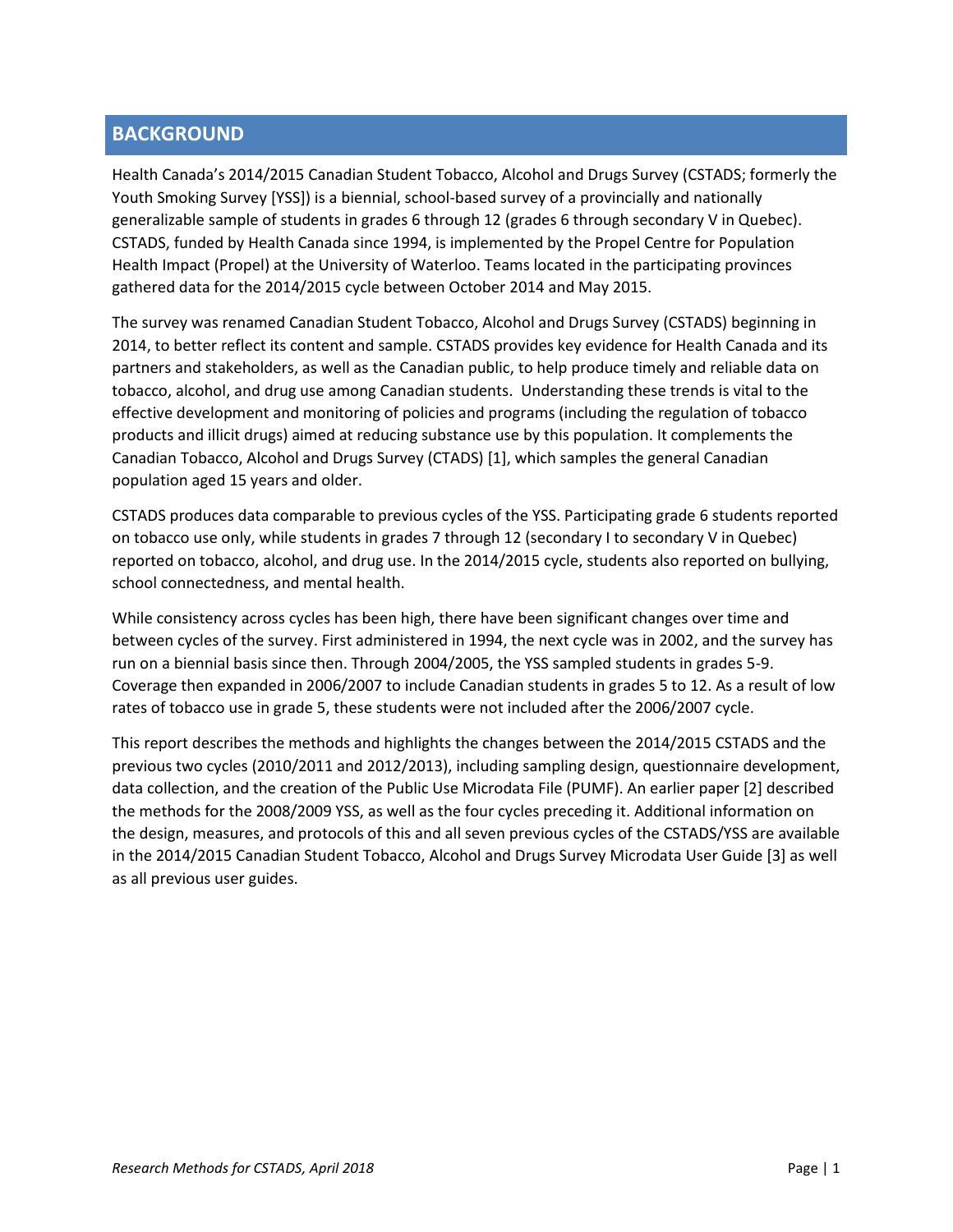## BACKGROUND

Health Canada's 2014/2015 Canadian Student Tobacco, Alcohol and Drugs Survey (CSTADS; formerly the Youth Smoking Survey [YSS]) is a biennial, school-based survey of a provincially and nationally generalizable sample of students in grades 6 through 12 (grades 6 through secondary V in Quebec). CSTADS, funded by Health Canada since 1994, is implemented by the Propel Centre for Population Health Impact (Propel) at the University of Waterloo. Teams located in the participating provinces gathered data for the 2014/2015 cycle between October 2014 and May 2015.

The survey was renamed Canadian Student Tobacco, Alcohol and Drugs Survey (CSTADS) beginning in 2014, to better reflect its content and sample. CSTADS provides key evidence for Health Canada and its partners and stakeholders, as well as the Canadian public, to help produce timely and reliable data on tobacco, alcohol, and drug use among Canadian students. Understanding these trends is vital to the effective development and monitoring of policies and programs (including the regulation of tobacco products and illicit drugs) aimed at reducing substance use by this population. It complements the Canadian Tobacco, Alcohol and Drugs Survey (CTADS) [1], which samples the general Canadian population aged 15 years and older.

CSTADS produces data comparable to previous cycles of the YSS. Participating grade 6 students reported on tobacco use only, while students in grades 7 through 12 (secondary I to secondary V in Quebec) reported on tobacco, alcohol, and drug use. In the 2014/2015 cycle, students also reported on bullying, school connectedness, and mental health.

While consistency across cycles has been high, there have been significant changes over time and between cycles of the survey. First administered in 1994, the next cycle was in 2002, and the survey has run on a biennial basis since then. Through 2004/2005, the YSS sampled students in grades 5-9. Coverage then expanded in 2006/2007 to include Canadian students in grades 5 to 12. As a result of low rates of tobacco use in grade 5, these students were not included after the 2006/2007 cycle.

This report describes the methods and highlights the changes between the 2014/2015 CSTADS and the previous two cycles (2010/2011 and 2012/2013), including sampling design, questionnaire development, data collection, and the creation of the Public Use Microdata File (PUMF). An earlier paper [2] described the methods for the 2008/2009 YSS, as well as the four cycles preceding it. Additional information on the design, measures, and protocols of this and all seven previous cycles of the CSTADS/YSS are available in the 2014/2015 Canadian Student Tobacco, Alcohol and Drugs Survey Microdata User Guide [3] as well as all previous user guides.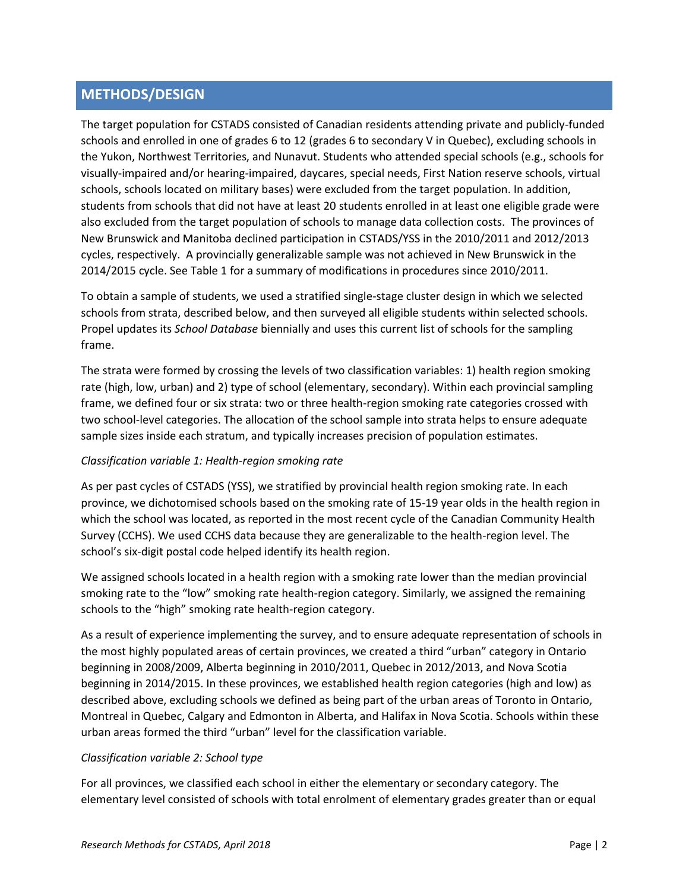## METHODS/DESIGN

The target population for CSTADS consisted of Canadian residents attending private and publicly-funded schools and enrolled in one of grades 6 to 12 (grades 6 to secondary V in Quebec), excluding schools in the Yukon, Northwest Territories, and Nunavut. Students who attended special schools (e.g., schools for visually-impaired and/or hearing-impaired, daycares, special needs, First Nation reserve schools, virtual schools, schools located on military bases) were excluded from the target population. In addition, students from schools that did not have at least 20 students enrolled in at least one eligible grade were also excluded from the target population of schools to manage data collection costs. The provinces of New Brunswick and Manitoba declined participation in CSTADS/YSS in the 2010/2011 and 2012/2013 cycles, respectively. A provincially generalizable sample was not achieved in New Brunswick in the 2014/2015 cycle. See Table 1 for a summary of modifications in procedures since 2010/2011.

To obtain a sample of students, we used a stratified single-stage cluster design in which we selected schools from strata, described below, and then surveyed all eligible students within selected schools. Propel updates its *School Database* biennially and uses this current list of schools for the sampling frame.

The strata were formed by crossing the levels of two classification variables: 1) health region smoking rate (high, low, urban) and 2) type of school (elementary, secondary). Within each provincial sampling frame, we defined four or six strata: two or three health-region smoking rate categories crossed with two school-level categories. The allocation of the school sample into strata helps to ensure adequate sample sizes inside each stratum, and typically increases precision of population estimates.

*Classification variable 1: Health-region smoking rate*

As per past cycles of CSTADS (YSS), we stratified by provincial health region smoking rate. In each province, we dichotomised schools based on the smoking rate of 15-19 year olds in the health region in which the school was located, as reported in the most recent cycle of the Canadian Community Health Survey (CCHS). We used CCHS data because they are generalizable to the health-region level. The school's six-digit postal code helped identify its health region.

We assigned schools located in a health region with a smoking rate lower than the median provincial smoking rate to the "low" smoking rate health-region category. Similarly, we assigned the remaining schools to the "high" smoking rate health-region category.

As a result of experience implementing the survey, and to ensure adequate representation of schools in the most highly populated areas of certain provinces, we created a third "urban" category in Ontario beginning in 2008/2009, Alberta beginning in 2010/2011, Quebec in 2012/2013, and Nova Scotia beginning in 2014/2015. In these provinces, we established health region categories (high and low) as described above, excluding schools we defined as being part of the urban areas of Toronto in Ontario, Montreal in Quebec, Calgary and Edmonton in Alberta, and Halifax in Nova Scotia. Schools within these urban areas formed the third "urban" level for the classification variable.

*Classification variable 2: School type*

For all provinces, we classified each school in either the elementary or secondary category. The elementary level consisted of schools with total enrolment of elementary grades greater than or equal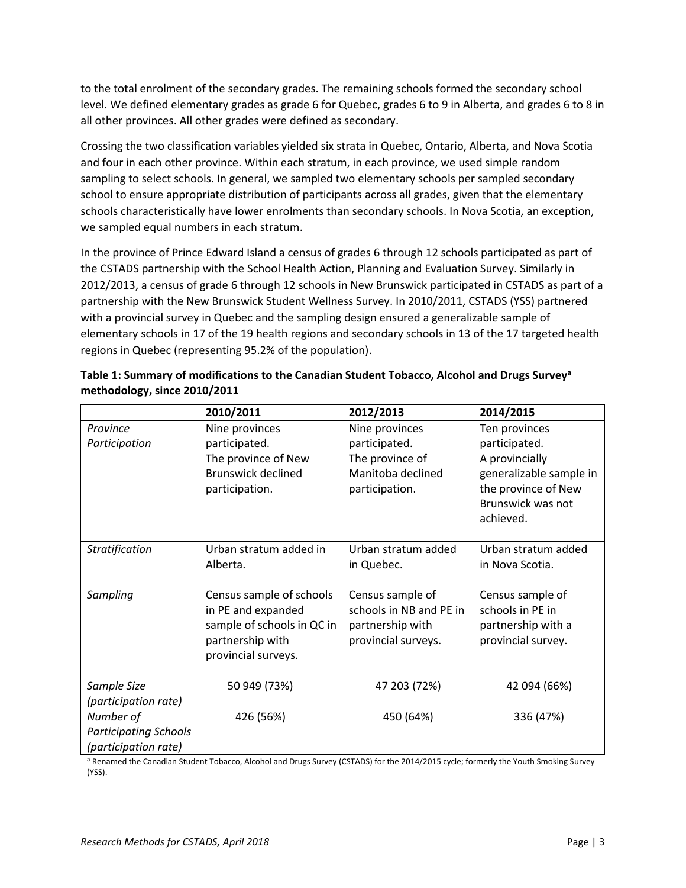to the total enrolment of the secondary grades. The remaining schools formed the secondary school level. We defined elementary grades as grade 6 for Quebec, grades 6 to 9 in Alberta, and grades 6 to 8 in all other provinces. All other grades were defined as secondary.

Crossing the two classification variables yielded six strata in Quebec, Ontario, Alberta, and Nova Scotia and four in each other province. Within each stratum, in each province, we used simple random sampling to select schools. In general, we sampled two elementary schools per sampled secondary school to ensure appropriate distribution of participants across all grades, given that the elementary schools characteristically have lower enrolments than secondary schools. In Nova Scotia, an exception, we sampled equal numbers in each stratum.

In the province of Prince Edward Island a census of grades 6 through 12 schools participated as part of the CSTADS partnership with the School Health Action, Planning and Evaluation Survey. Similarly in 2012/2013, a census of grade 6 through 12 schools in New Brunswick participated in CSTADS as part of a partnership with the New Brunswick Student Wellness Survey. In 2010/2011, CSTADS (YSS) partnered with a provincial survey in Quebec and the sampling design ensured a generalizable sample of elementary schools in 17 of the 19 health regions and secondary schools in 13 of the 17 targeted health regions in Quebec (representing 95.2% of the population).

**Table 1: Summary of modifications to the Canadian Student Tobacco, Alcohol and Drugs Survey[a] methodology, since 2010/2011**

| | 2010/2011 | 2012/2013 | 2014/2015 |
|---|---|---|---|
| *Province Participation* | Nine provinces participated. The province of New Brunswick declined participation. | Nine provinces participated. The province of Manitoba declined participation. | Ten provinces participated. A provincially generalizable sample in the province of New Brunswick was not achieved. |
| *Stratification* | Urban stratum added in Alberta. | Urban stratum added in Quebec. | Urban stratum added in Nova Scotia. |
| *Sampling* | Census sample of schools in PE and expanded sample of schools in QC in partnership with provincial surveys. | Census sample of schools in NB and PE in partnership with provincial surveys. | Census sample of schools in PE in partnership with a provincial survey. |
| *Sample Size (participation rate)* | 50 949 (73%) | 47 203 (72%) | 42 094 (66%) |
| *Number of Participating Schools (participation rate)* | 426 (56%) | 450 (64%) | 336 (47%) |

[a] Renamed the Canadian Student Tobacco, Alcohol and Drugs Survey (CSTADS) for the 2014/2015 cycle; formerly the Youth Smoking Survey (YSS).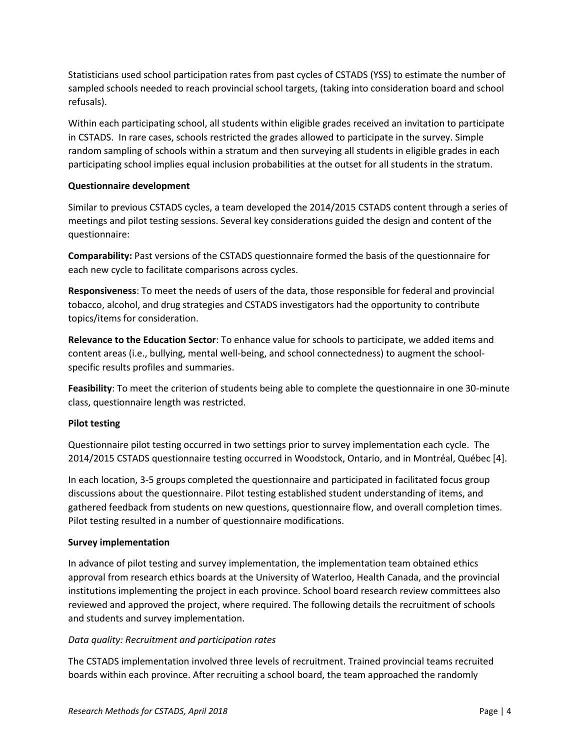Statisticians used school participation rates from past cycles of CSTADS (YSS) to estimate the number of sampled schools needed to reach provincial school targets, (taking into consideration board and school refusals).

Within each participating school, all students within eligible grades received an invitation to participate in CSTADS. In rare cases, schools restricted the grades allowed to participate in the survey. Simple random sampling of schools within a stratum and then surveying all students in eligible grades in each participating school implies equal inclusion probabilities at the outset for all students in the stratum.

**Questionnaire development**

Similar to previous CSTADS cycles, a team developed the 2014/2015 CSTADS content through a series of meetings and pilot testing sessions. Several key considerations guided the design and content of the questionnaire:

**Comparability:** Past versions of the CSTADS questionnaire formed the basis of the questionnaire for each new cycle to facilitate comparisons across cycles.

**Responsiveness**: To meet the needs of users of the data, those responsible for federal and provincial tobacco, alcohol, and drug strategies and CSTADS investigators had the opportunity to contribute topics/items for consideration.

**Relevance to the Education Sector**: To enhance value for schools to participate, we added items and content areas (i.e., bullying, mental well-being, and school connectedness) to augment the school-specific results profiles and summaries.

**Feasibility**: To meet the criterion of students being able to complete the questionnaire in one 30-minute class, questionnaire length was restricted.

**Pilot testing**

Questionnaire pilot testing occurred in two settings prior to survey implementation each cycle. The 2014/2015 CSTADS questionnaire testing occurred in Woodstock, Ontario, and in Montréal, Québec [4].

In each location, 3-5 groups completed the questionnaire and participated in facilitated focus group discussions about the questionnaire. Pilot testing established student understanding of items, and gathered feedback from students on new questions, questionnaire flow, and overall completion times. Pilot testing resulted in a number of questionnaire modifications.

**Survey implementation**

In advance of pilot testing and survey implementation, the implementation team obtained ethics approval from research ethics boards at the University of Waterloo, Health Canada, and the provincial institutions implementing the project in each province. School board research review committees also reviewed and approved the project, where required. The following details the recruitment of schools and students and survey implementation.

*Data quality: Recruitment and participation rates*

The CSTADS implementation involved three levels of recruitment. Trained provincial teams recruited boards within each province. After recruiting a school board, the team approached the randomly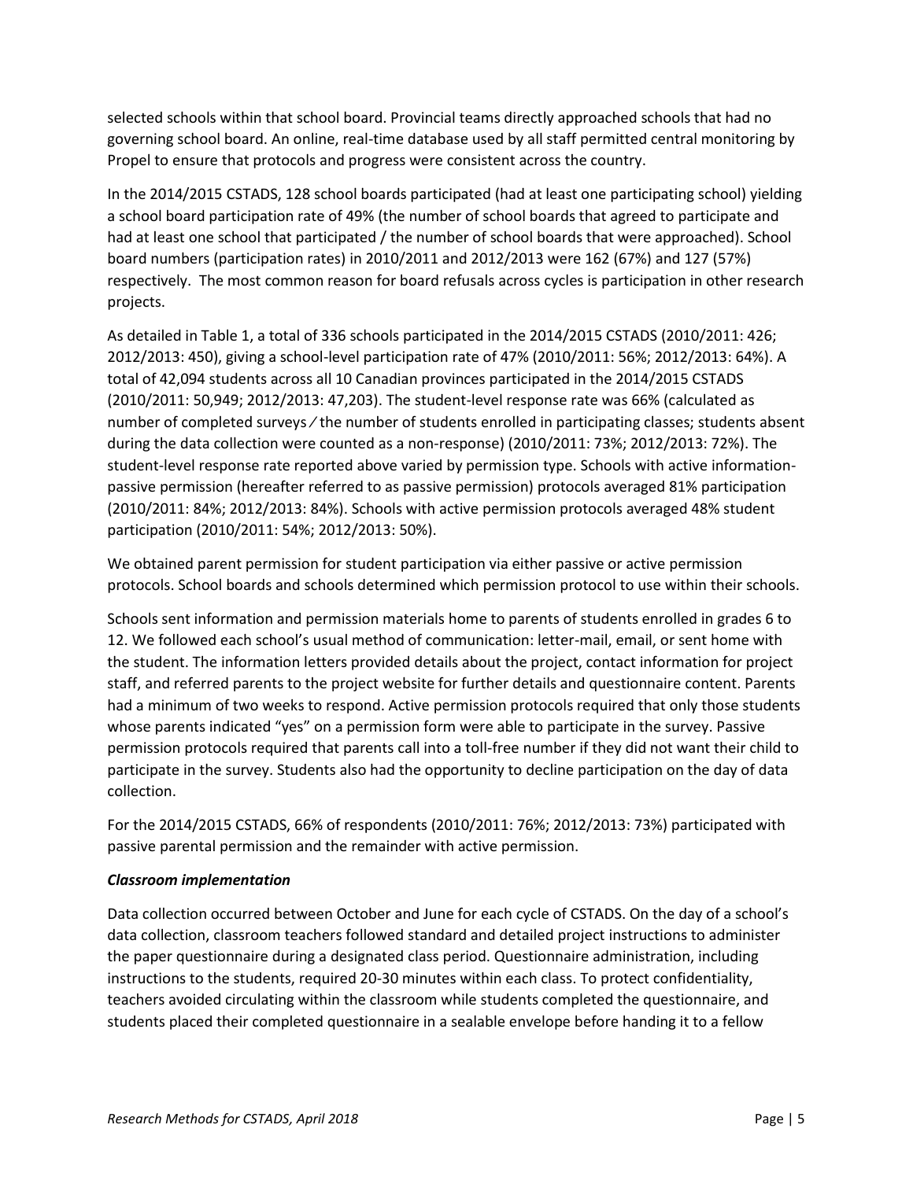selected schools within that school board. Provincial teams directly approached schools that had no governing school board. An online, real-time database used by all staff permitted central monitoring by Propel to ensure that protocols and progress were consistent across the country.

In the 2014/2015 CSTADS, 128 school boards participated (had at least one participating school) yielding a school board participation rate of 49% (the number of school boards that agreed to participate and had at least one school that participated / the number of school boards that were approached). School board numbers (participation rates) in 2010/2011 and 2012/2013 were 162 (67%) and 127 (57%) respectively. The most common reason for board refusals across cycles is participation in other research projects.

As detailed in Table 1, a total of 336 schools participated in the 2014/2015 CSTADS (2010/2011: 426; 2012/2013: 450), giving a school-level participation rate of 47% (2010/2011: 56%; 2012/2013: 64%). A total of 42,094 students across all 10 Canadian provinces participated in the 2014/2015 CSTADS (2010/2011: 50,949; 2012/2013: 47,203). The student-level response rate was 66% (calculated as number of completed surveys ⁄ the number of students enrolled in participating classes; students absent during the data collection were counted as a non-response) (2010/2011: 73%; 2012/2013: 72%). The student-level response rate reported above varied by permission type. Schools with active information-passive permission (hereafter referred to as passive permission) protocols averaged 81% participation (2010/2011: 84%; 2012/2013: 84%). Schools with active permission protocols averaged 48% student participation (2010/2011: 54%; 2012/2013: 50%).

We obtained parent permission for student participation via either passive or active permission protocols. School boards and schools determined which permission protocol to use within their schools.

Schools sent information and permission materials home to parents of students enrolled in grades 6 to 12. We followed each school's usual method of communication: letter-mail, email, or sent home with the student. The information letters provided details about the project, contact information for project staff, and referred parents to the project website for further details and questionnaire content. Parents had a minimum of two weeks to respond. Active permission protocols required that only those students whose parents indicated "yes" on a permission form were able to participate in the survey. Passive permission protocols required that parents call into a toll-free number if they did not want their child to participate in the survey. Students also had the opportunity to decline participation on the day of data collection.

For the 2014/2015 CSTADS, 66% of respondents (2010/2011: 76%; 2012/2013: 73%) participated with passive parental permission and the remainder with active permission.

***Classroom implementation***

Data collection occurred between October and June for each cycle of CSTADS. On the day of a school's data collection, classroom teachers followed standard and detailed project instructions to administer the paper questionnaire during a designated class period. Questionnaire administration, including instructions to the students, required 20-30 minutes within each class. To protect confidentiality, teachers avoided circulating within the classroom while students completed the questionnaire, and students placed their completed questionnaire in a sealable envelope before handing it to a fellow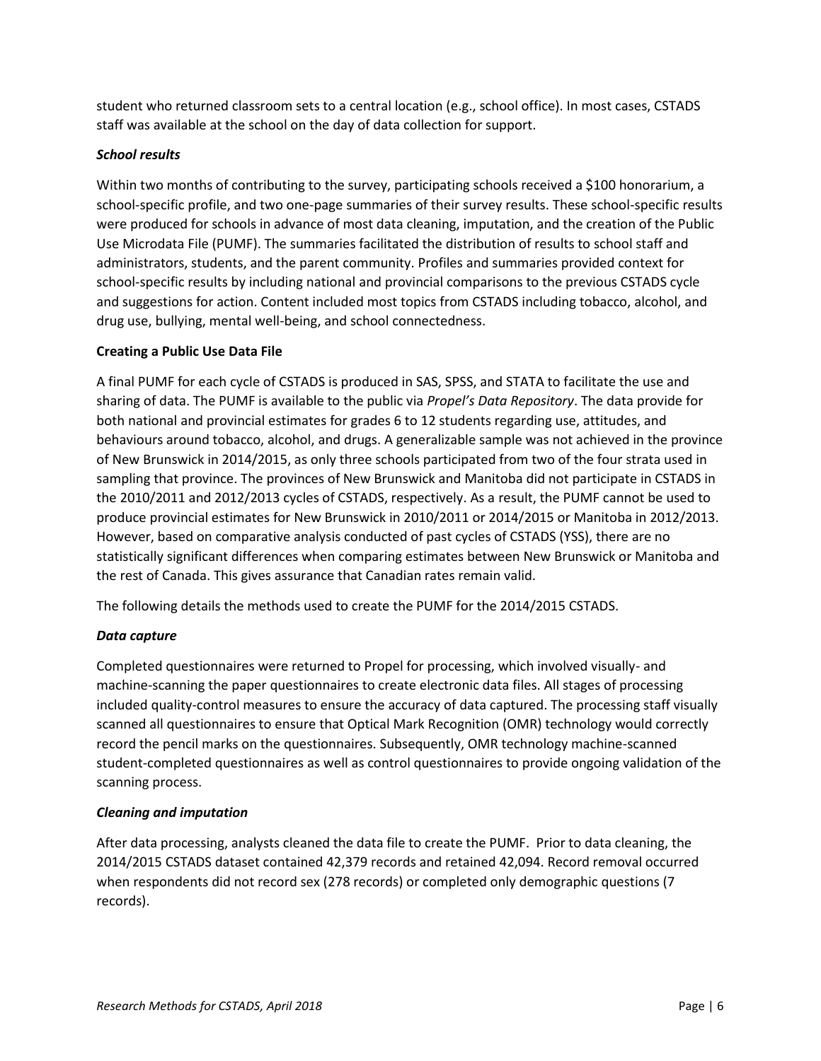student who returned classroom sets to a central location (e.g., school office). In most cases, CSTADS staff was available at the school on the day of data collection for support.

***School results***

Within two months of contributing to the survey, participating schools received a $100 honorarium, a school-specific profile, and two one-page summaries of their survey results. These school-specific results were produced for schools in advance of most data cleaning, imputation, and the creation of the Public Use Microdata File (PUMF). The summaries facilitated the distribution of results to school staff and administrators, students, and the parent community. Profiles and summaries provided context for school-specific results by including national and provincial comparisons to the previous CSTADS cycle and suggestions for action. Content included most topics from CSTADS including tobacco, alcohol, and drug use, bullying, mental well-being, and school connectedness.

**Creating a Public Use Data File**

A final PUMF for each cycle of CSTADS is produced in SAS, SPSS, and STATA to facilitate the use and sharing of data. The PUMF is available to the public via *Propel's Data Repository*. The data provide for both national and provincial estimates for grades 6 to 12 students regarding use, attitudes, and behaviours around tobacco, alcohol, and drugs. A generalizable sample was not achieved in the province of New Brunswick in 2014/2015, as only three schools participated from two of the four strata used in sampling that province. The provinces of New Brunswick and Manitoba did not participate in CSTADS in the 2010/2011 and 2012/2013 cycles of CSTADS, respectively. As a result, the PUMF cannot be used to produce provincial estimates for New Brunswick in 2010/2011 or 2014/2015 or Manitoba in 2012/2013. However, based on comparative analysis conducted of past cycles of CSTADS (YSS), there are no statistically significant differences when comparing estimates between New Brunswick or Manitoba and the rest of Canada. This gives assurance that Canadian rates remain valid.

The following details the methods used to create the PUMF for the 2014/2015 CSTADS.

***Data capture***

Completed questionnaires were returned to Propel for processing, which involved visually- and machine-scanning the paper questionnaires to create electronic data files. All stages of processing included quality-control measures to ensure the accuracy of data captured. The processing staff visually scanned all questionnaires to ensure that Optical Mark Recognition (OMR) technology would correctly record the pencil marks on the questionnaires. Subsequently, OMR technology machine-scanned student-completed questionnaires as well as control questionnaires to provide ongoing validation of the scanning process.

***Cleaning and imputation***

After data processing, analysts cleaned the data file to create the PUMF. Prior to data cleaning, the 2014/2015 CSTADS dataset contained 42,379 records and retained 42,094. Record removal occurred when respondents did not record sex (278 records) or completed only demographic questions (7 records).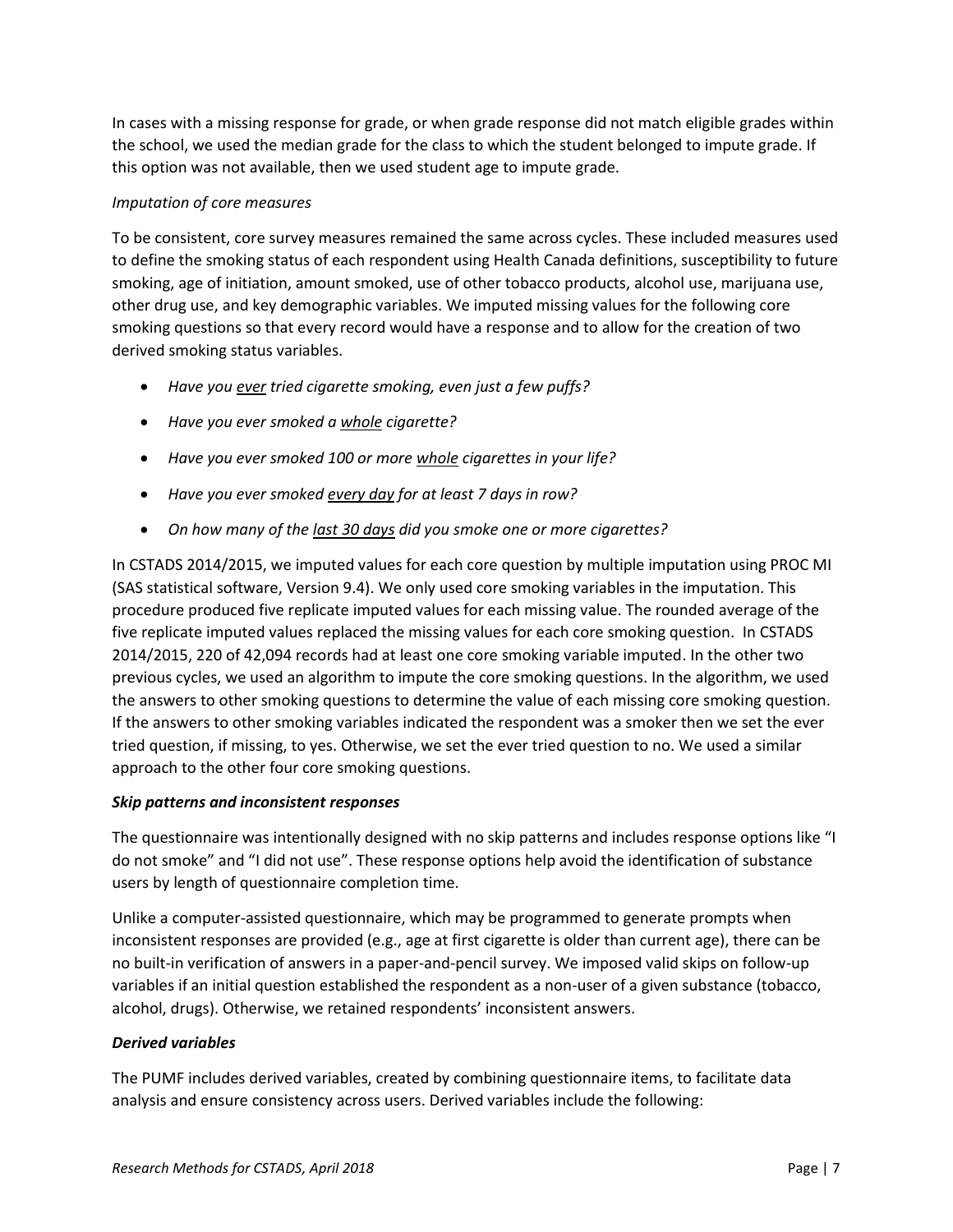In cases with a missing response for grade, or when grade response did not match eligible grades within the school, we used the median grade for the class to which the student belonged to impute grade. If this option was not available, then we used student age to impute grade.

*Imputation of core measures*

To be consistent, core survey measures remained the same across cycles. These included measures used to define the smoking status of each respondent using Health Canada definitions, susceptibility to future smoking, age of initiation, amount smoked, use of other tobacco products, alcohol use, marijuana use, other drug use, and key demographic variables. We imputed missing values for the following core smoking questions so that every record would have a response and to allow for the creation of two derived smoking status variables.

- *Have you ever tried cigarette smoking, even just a few puffs?*
- *Have you ever smoked a whole cigarette?*
- *Have you ever smoked 100 or more whole cigarettes in your life?*
- *Have you ever smoked every day for at least 7 days in row?*
- *On how many of the last 30 days did you smoke one or more cigarettes?*

In CSTADS 2014/2015, we imputed values for each core question by multiple imputation using PROC MI (SAS statistical software, Version 9.4). We only used core smoking variables in the imputation. This procedure produced five replicate imputed values for each missing value. The rounded average of the five replicate imputed values replaced the missing values for each core smoking question. In CSTADS 2014/2015, 220 of 42,094 records had at least one core smoking variable imputed. In the other two previous cycles, we used an algorithm to impute the core smoking questions. In the algorithm, we used the answers to other smoking questions to determine the value of each missing core smoking question. If the answers to other smoking variables indicated the respondent was a smoker then we set the ever tried question, if missing, to yes. Otherwise, we set the ever tried question to no. We used a similar approach to the other four core smoking questions.

***Skip patterns and inconsistent responses***

The questionnaire was intentionally designed with no skip patterns and includes response options like "I do not smoke" and "I did not use". These response options help avoid the identification of substance users by length of questionnaire completion time.

Unlike a computer-assisted questionnaire, which may be programmed to generate prompts when inconsistent responses are provided (e.g., age at first cigarette is older than current age), there can be no built-in verification of answers in a paper-and-pencil survey. We imposed valid skips on follow-up variables if an initial question established the respondent as a non-user of a given substance (tobacco, alcohol, drugs). Otherwise, we retained respondents' inconsistent answers.

***Derived variables***

The PUMF includes derived variables, created by combining questionnaire items, to facilitate data analysis and ensure consistency across users. Derived variables include the following: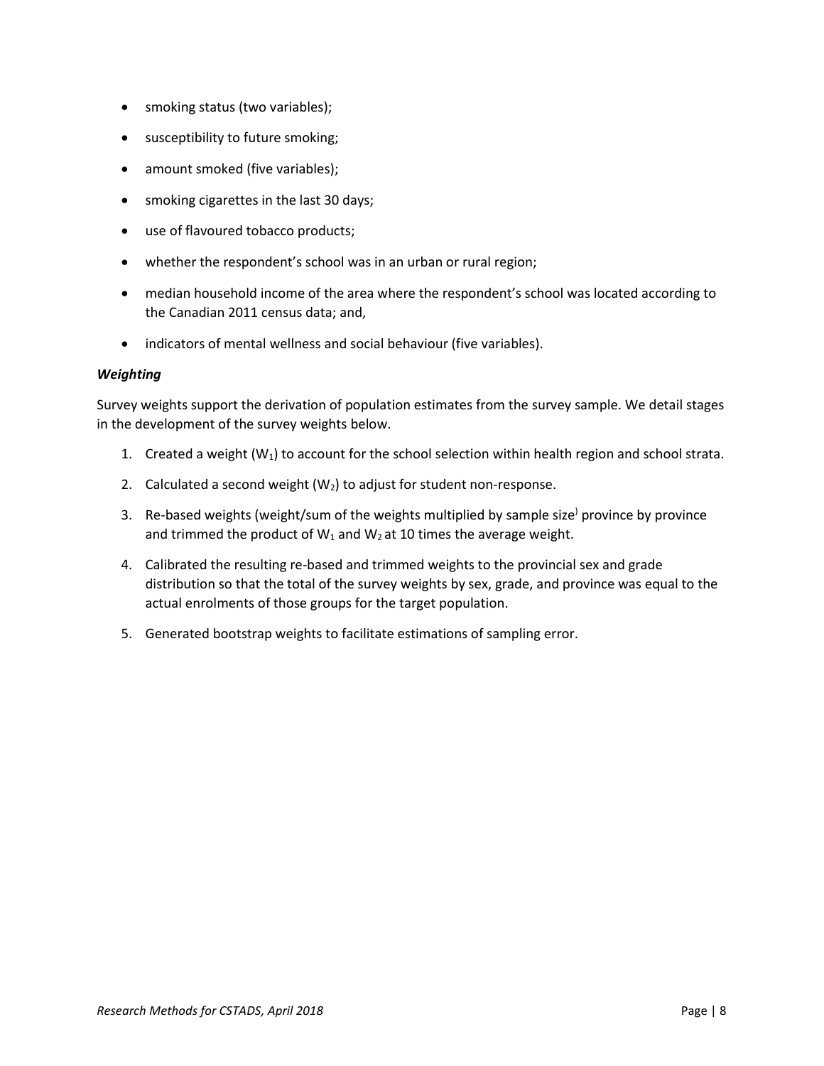- smoking status (two variables);
- susceptibility to future smoking;
- amount smoked (five variables);
- smoking cigarettes in the last 30 days;
- use of flavoured tobacco products;
- whether the respondent's school was in an urban or rural region;
- median household income of the area where the respondent's school was located according to the Canadian 2011 census data; and,
- indicators of mental wellness and social behaviour (five variables).

***Weighting***

Survey weights support the derivation of population estimates from the survey sample. We detail stages in the development of the survey weights below.

1. Created a weight ($W_1$) to account for the school selection within health region and school strata.
2. Calculated a second weight ($W_2$) to adjust for student non-response.
3. Re-based weights (weight/sum of the weights multiplied by sample size) province by province and trimmed the product of $W_1$ and $W_2$ at 10 times the average weight.
4. Calibrated the resulting re-based and trimmed weights to the provincial sex and grade distribution so that the total of the survey weights by sex, grade, and province was equal to the actual enrolments of those groups for the target population.
5. Generated bootstrap weights to facilitate estimations of sampling error.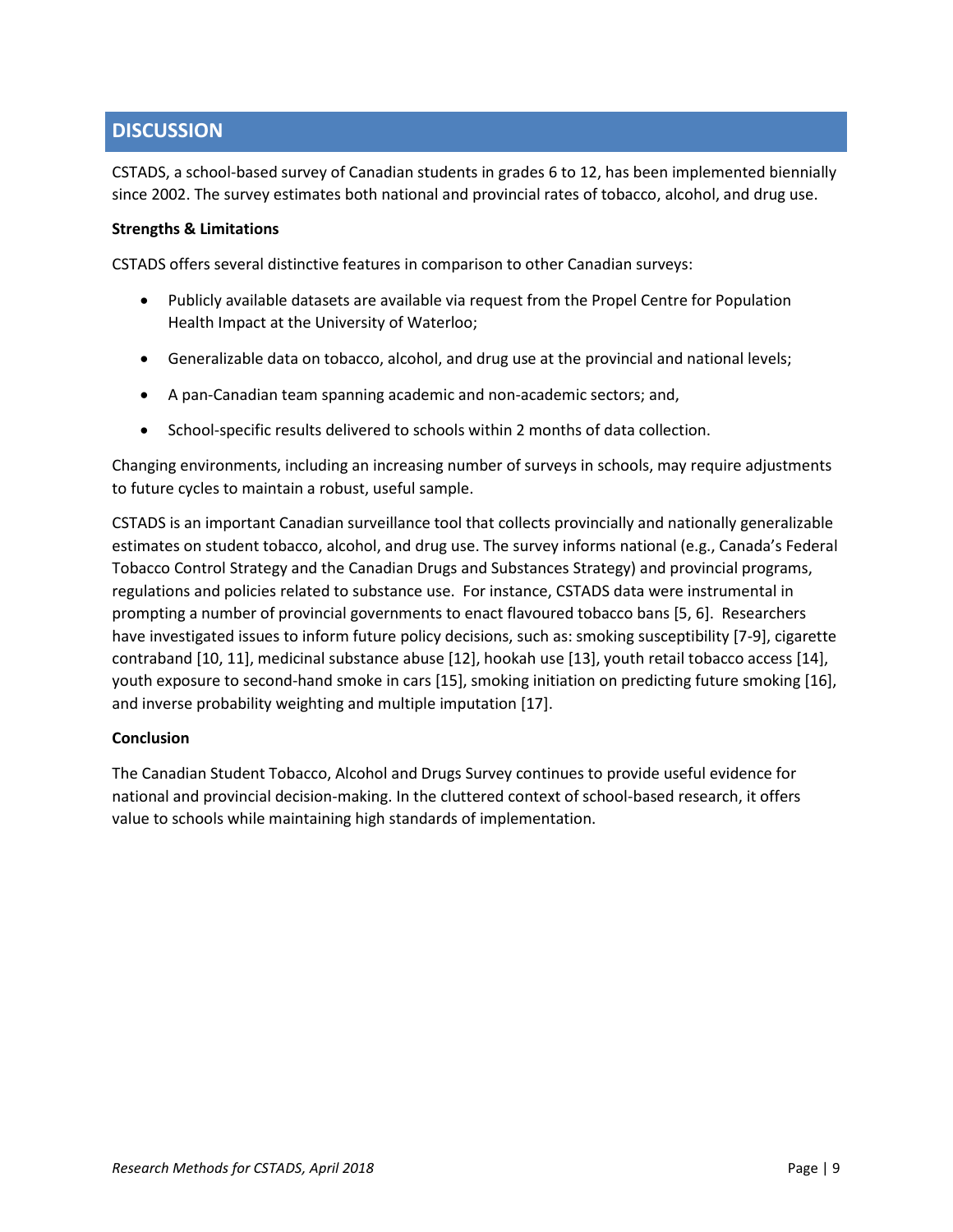# DISCUSSION

CSTADS, a school-based survey of Canadian students in grades 6 to 12, has been implemented biennially since 2002. The survey estimates both national and provincial rates of tobacco, alcohol, and drug use.

**Strengths & Limitations**

CSTADS offers several distinctive features in comparison to other Canadian surveys:

- Publicly available datasets are available via request from the Propel Centre for Population Health Impact at the University of Waterloo;
- Generalizable data on tobacco, alcohol, and drug use at the provincial and national levels;
- A pan-Canadian team spanning academic and non-academic sectors; and,
- School-specific results delivered to schools within 2 months of data collection.

Changing environments, including an increasing number of surveys in schools, may require adjustments to future cycles to maintain a robust, useful sample.

CSTADS is an important Canadian surveillance tool that collects provincially and nationally generalizable estimates on student tobacco, alcohol, and drug use. The survey informs national (e.g., Canada's Federal Tobacco Control Strategy and the Canadian Drugs and Substances Strategy) and provincial programs, regulations and policies related to substance use. For instance, CSTADS data were instrumental in prompting a number of provincial governments to enact flavoured tobacco bans [5, 6]. Researchers have investigated issues to inform future policy decisions, such as: smoking susceptibility [7-9], cigarette contraband [10, 11], medicinal substance abuse [12], hookah use [13], youth retail tobacco access [14], youth exposure to second-hand smoke in cars [15], smoking initiation on predicting future smoking [16], and inverse probability weighting and multiple imputation [17].

**Conclusion**

The Canadian Student Tobacco, Alcohol and Drugs Survey continues to provide useful evidence for national and provincial decision-making. In the cluttered context of school-based research, it offers value to schools while maintaining high standards of implementation.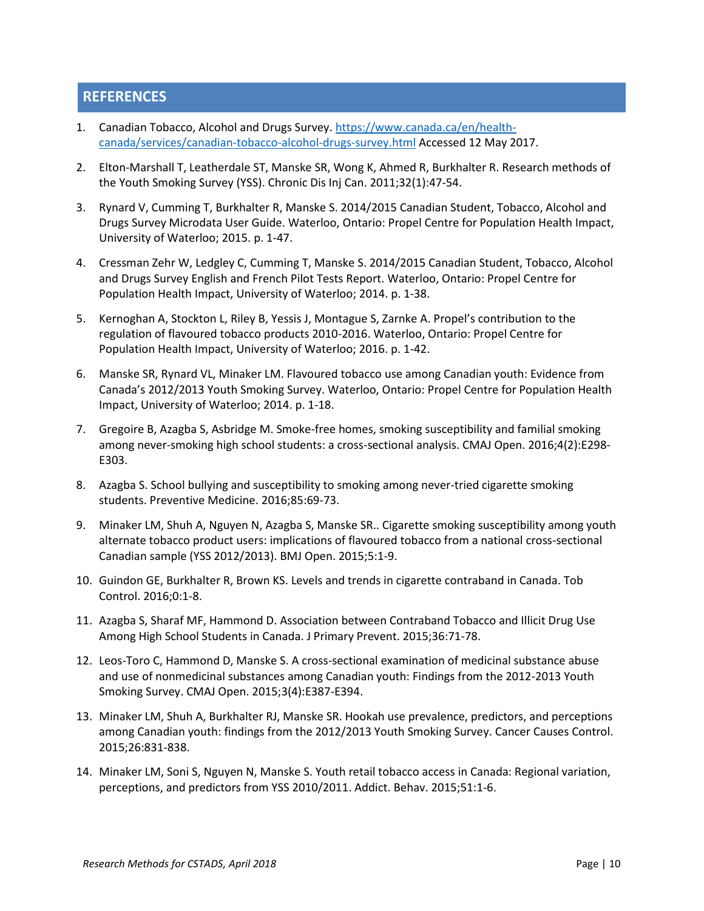## REFERENCES

1. Canadian Tobacco, Alcohol and Drugs Survey. [https://www.canada.ca/en/health-canada/services/canadian-tobacco-alcohol-drugs-survey.html](https://www.canada.ca/en/health-canada/services/canadian-tobacco-alcohol-drugs-survey.html) Accessed 12 May 2017.

2. Elton-Marshall T, Leatherdale ST, Manske SR, Wong K, Ahmed R, Burkhalter R. Research methods of the Youth Smoking Survey (YSS). Chronic Dis Inj Can. 2011;32(1):47-54.

3. Rynard V, Cumming T, Burkhalter R, Manske S. 2014/2015 Canadian Student, Tobacco, Alcohol and Drugs Survey Microdata User Guide. Waterloo, Ontario: Propel Centre for Population Health Impact, University of Waterloo; 2015. p. 1-47.

4. Cressman Zehr W, Ledgley C, Cumming T, Manske S. 2014/2015 Canadian Student, Tobacco, Alcohol and Drugs Survey English and French Pilot Tests Report. Waterloo, Ontario: Propel Centre for Population Health Impact, University of Waterloo; 2014. p. 1-38.

5. Kernoghan A, Stockton L, Riley B, Yessis J, Montague S, Zarnke A. Propel's contribution to the regulation of flavoured tobacco products 2010-2016. Waterloo, Ontario: Propel Centre for Population Health Impact, University of Waterloo; 2016. p. 1-42.

6. Manske SR, Rynard VL, Minaker LM. Flavoured tobacco use among Canadian youth: Evidence from Canada's 2012/2013 Youth Smoking Survey. Waterloo, Ontario: Propel Centre for Population Health Impact, University of Waterloo; 2014. p. 1-18.

7. Gregoire B, Azagba S, Asbridge M. Smoke-free homes, smoking susceptibility and familial smoking among never-smoking high school students: a cross-sectional analysis. CMAJ Open. 2016;4(2):E298-E303.

8. Azagba S. School bullying and susceptibility to smoking among never-tried cigarette smoking students. Preventive Medicine. 2016;85:69-73.

9. Minaker LM, Shuh A, Nguyen N, Azagba S, Manske SR.. Cigarette smoking susceptibility among youth alternate tobacco product users: implications of flavoured tobacco from a national cross-sectional Canadian sample (YSS 2012/2013). BMJ Open. 2015;5:1-9.

10. Guindon GE, Burkhalter R, Brown KS. Levels and trends in cigarette contraband in Canada. Tob Control. 2016;0:1-8.

11. Azagba S, Sharaf MF, Hammond D. Association between Contraband Tobacco and Illicit Drug Use Among High School Students in Canada. J Primary Prevent. 2015;36:71-78.

12. Leos-Toro C, Hammond D, Manske S. A cross-sectional examination of medicinal substance abuse and use of nonmedicinal substances among Canadian youth: Findings from the 2012-2013 Youth Smoking Survey. CMAJ Open. 2015;3(4):E387-E394.

13. Minaker LM, Shuh A, Burkhalter RJ, Manske SR. Hookah use prevalence, predictors, and perceptions among Canadian youth: findings from the 2012/2013 Youth Smoking Survey. Cancer Causes Control. 2015;26:831-838.

14. Minaker LM, Soni S, Nguyen N, Manske S. Youth retail tobacco access in Canada: Regional variation, perceptions, and predictors from YSS 2010/2011. Addict. Behav. 2015;51:1-6.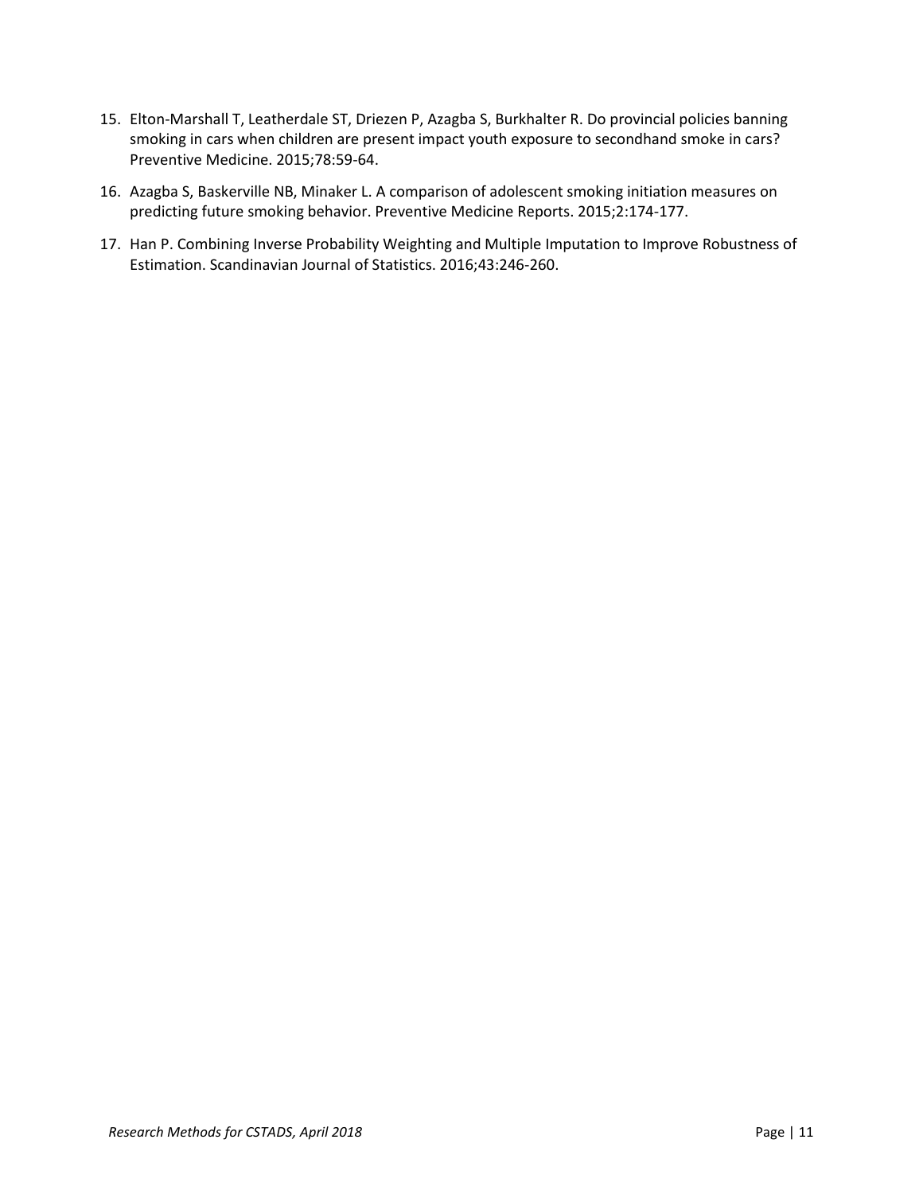15. Elton-Marshall T, Leatherdale ST, Driezen P, Azagba S, Burkhalter R. Do provincial policies banning smoking in cars when children are present impact youth exposure to secondhand smoke in cars? Preventive Medicine. 2015;78:59-64.
16. Azagba S, Baskerville NB, Minaker L. A comparison of adolescent smoking initiation measures on predicting future smoking behavior. Preventive Medicine Reports. 2015;2:174-177.
17. Han P. Combining Inverse Probability Weighting and Multiple Imputation to Improve Robustness of Estimation. Scandinavian Journal of Statistics. 2016;43:246-260.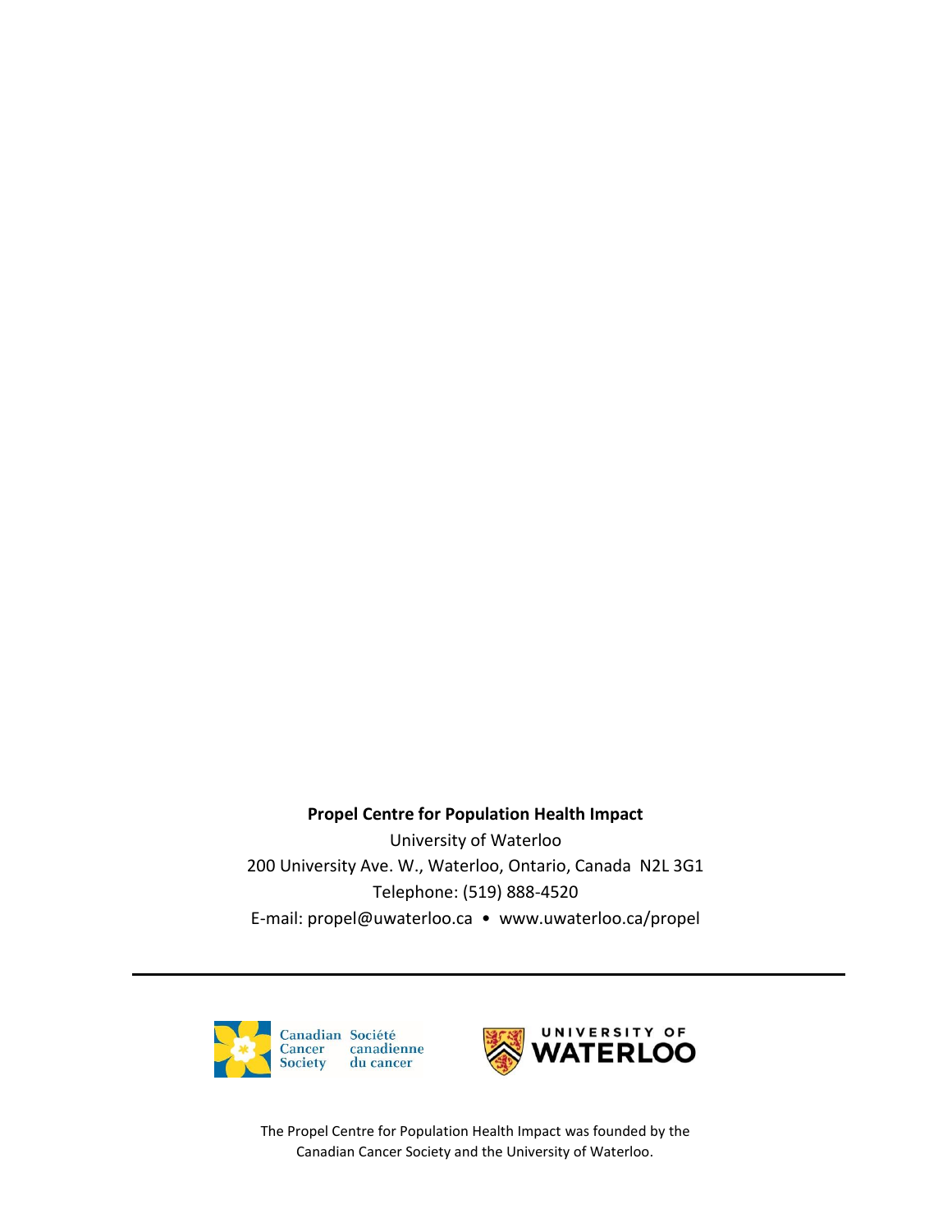**Propel Centre for Population Health Impact**

University of Waterloo

200 University Ave. W., Waterloo, Ontario, Canada  N2L 3G1

Telephone: (519) 888-4520

E-mail: propel@uwaterloo.ca • www.uwaterloo.ca/propel

---

Canadian Cancer Society Société canadienne du cancer

UNIVERSITY OF WATERLOO

The Propel Centre for Population Health Impact was founded by the Canadian Cancer Society and the University of Waterloo.